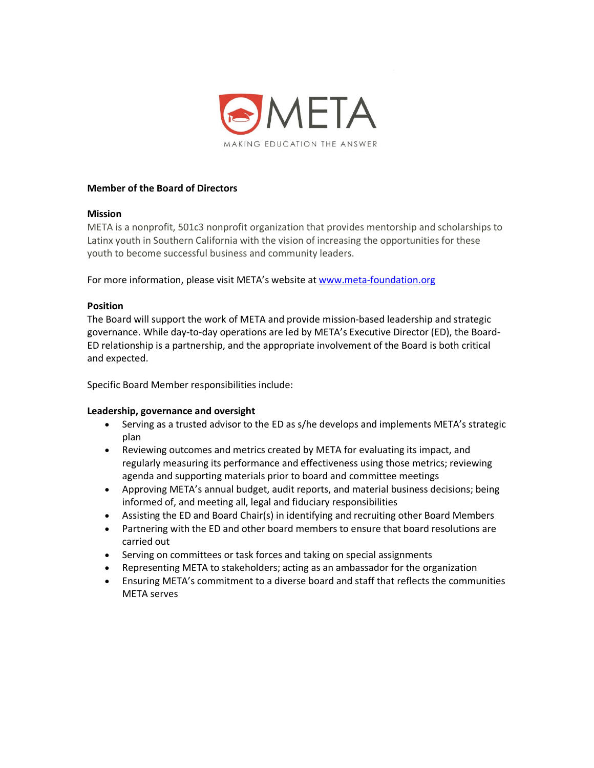META

MAKING EDUCATION THE ANSWER

**Member of the Board of Directors**

**Mission**

META is a nonprofit, 501c3 nonprofit organization that provides mentorship and scholarships to Latinx youth in Southern California with the vision of increasing the opportunities for these youth to become successful business and community leaders.

For more information, please visit META's website at [www.meta-foundation.org](http://www.meta-foundation.org)

**Position**

The Board will support the work of META and provide mission-based leadership and strategic governance. While day-to-day operations are led by META's Executive Director (ED), the Board-ED relationship is a partnership, and the appropriate involvement of the Board is both critical and expected.

Specific Board Member responsibilities include:

**Leadership, governance and oversight**

- Serving as a trusted advisor to the ED as s/he develops and implements META's strategic plan
- Reviewing outcomes and metrics created by META for evaluating its impact, and regularly measuring its performance and effectiveness using those metrics; reviewing agenda and supporting materials prior to board and committee meetings
- Approving META's annual budget, audit reports, and material business decisions; being informed of, and meeting all, legal and fiduciary responsibilities
- Assisting the ED and Board Chair(s) in identifying and recruiting other Board Members
- Partnering with the ED and other board members to ensure that board resolutions are carried out
- Serving on committees or task forces and taking on special assignments
- Representing META to stakeholders; acting as an ambassador for the organization
- Ensuring META's commitment to a diverse board and staff that reflects the communities META serves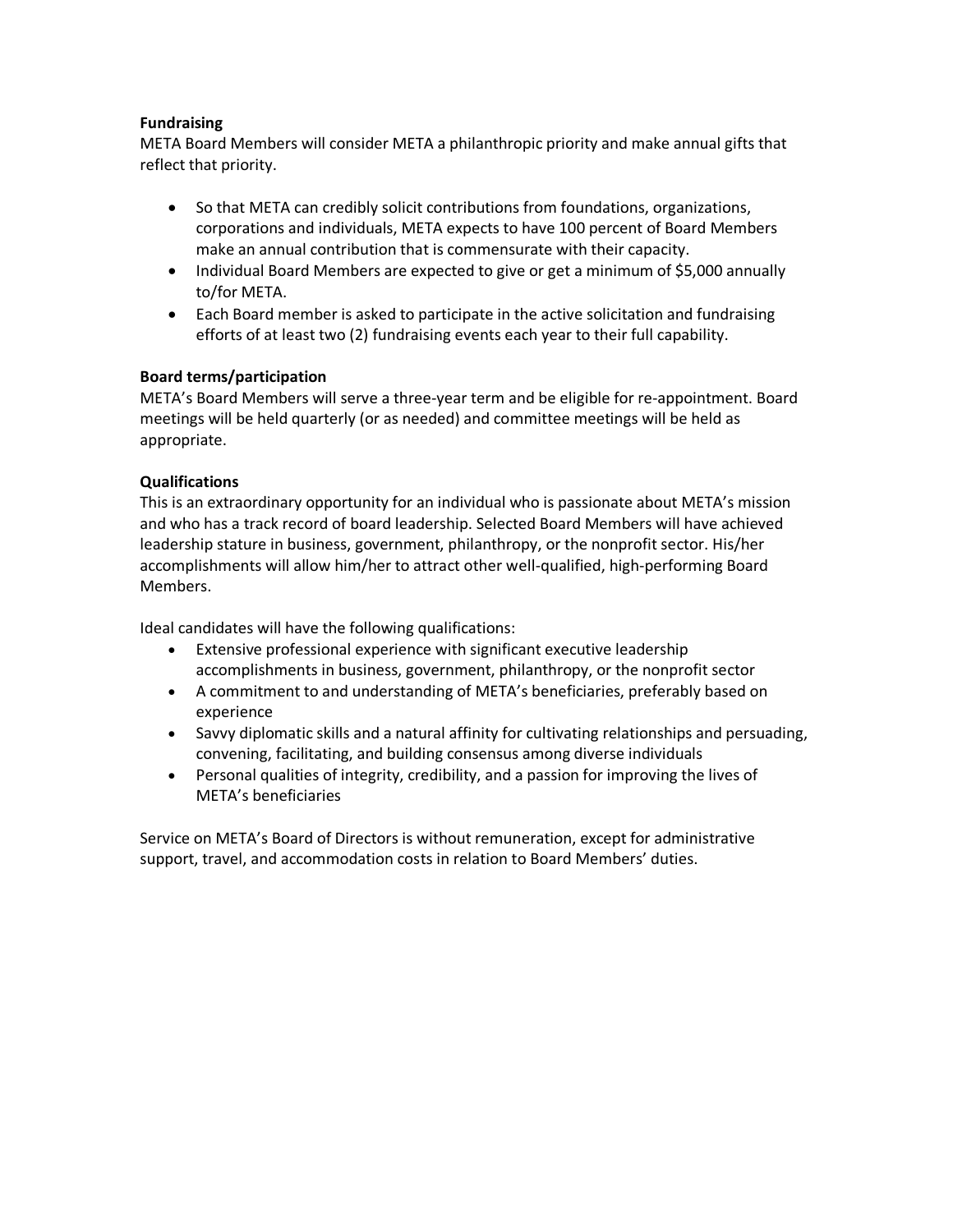**Fundraising**

META Board Members will consider META a philanthropic priority and make annual gifts that reflect that priority.

- So that META can credibly solicit contributions from foundations, organizations, corporations and individuals, META expects to have 100 percent of Board Members make an annual contribution that is commensurate with their capacity.
- Individual Board Members are expected to give or get a minimum of $5,000 annually to/for META.
- Each Board member is asked to participate in the active solicitation and fundraising efforts of at least two (2) fundraising events each year to their full capability.

**Board terms/participation**

META's Board Members will serve a three-year term and be eligible for re-appointment. Board meetings will be held quarterly (or as needed) and committee meetings will be held as appropriate.

**Qualifications**

This is an extraordinary opportunity for an individual who is passionate about META's mission and who has a track record of board leadership. Selected Board Members will have achieved leadership stature in business, government, philanthropy, or the nonprofit sector. His/her accomplishments will allow him/her to attract other well-qualified, high-performing Board Members.

Ideal candidates will have the following qualifications:

- Extensive professional experience with significant executive leadership accomplishments in business, government, philanthropy, or the nonprofit sector
- A commitment to and understanding of META's beneficiaries, preferably based on experience
- Savvy diplomatic skills and a natural affinity for cultivating relationships and persuading, convening, facilitating, and building consensus among diverse individuals
- Personal qualities of integrity, credibility, and a passion for improving the lives of META's beneficiaries

Service on META's Board of Directors is without remuneration, except for administrative support, travel, and accommodation costs in relation to Board Members' duties.